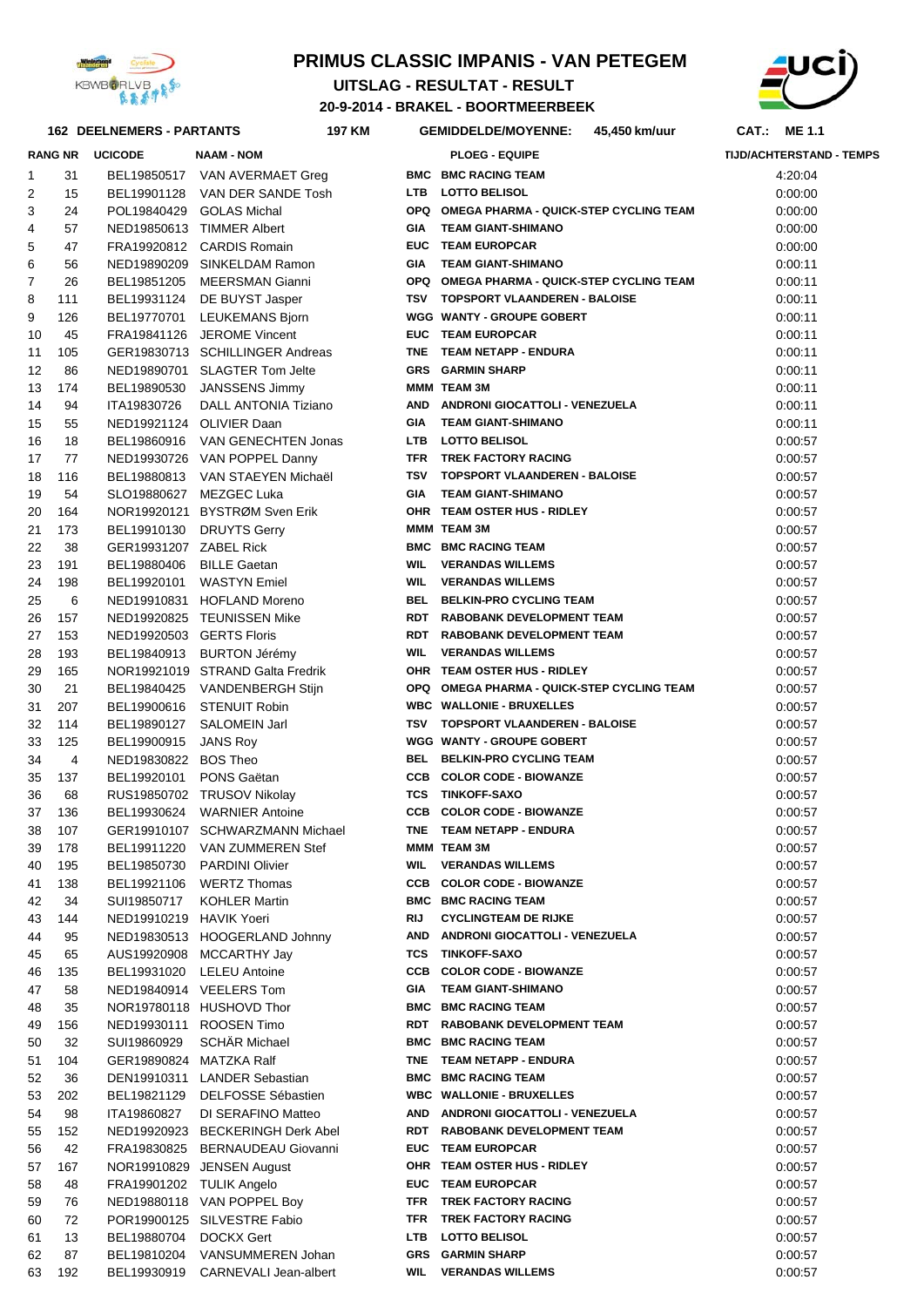# PRIMUS CLASSIC IMPANIS - VAN PETEGEM

## UITSLAG - RESULTAT - RESULT

## 20-9-2014 - BRAKEL - BOORTMEERBEEK

**162 DEELNEMERS - PARTANTS** **197 KM** **GEMIDDELDE/MOYENNE: 45,450 km/uur** **CAT.: ME 1.1**

| RANG | NR | UCICODE | NAAM - NOM | | PLOEG - EQUIPE | TIJD/ACHTERSTAND - TEMPS |
|---|---|---|---|---|---|---|
| 1 | 31 | BEL19850517 | VAN AVERMAET Greg | BMC | BMC RACING TEAM | 4:20:04 |
| 2 | 15 | BEL19901128 | VAN DER SANDE Tosh | LTB | LOTTO BELISOL | 0:00:00 |
| 3 | 24 | POL19840429 | GOLAS Michal | OPQ | OMEGA PHARMA - QUICK-STEP CYCLING TEAM | 0:00:00 |
| 4 | 57 | NED19850613 | TIMMER Albert | GIA | TEAM GIANT-SHIMANO | 0:00:00 |
| 5 | 47 | FRA19920812 | CARDIS Romain | EUC | TEAM EUROPCAR | 0:00:00 |
| 6 | 56 | NED19890209 | SINKELDAM Ramon | GIA | TEAM GIANT-SHIMANO | 0:00:11 |
| 7 | 26 | BEL19851205 | MEERSMAN Gianni | OPQ | OMEGA PHARMA - QUICK-STEP CYCLING TEAM | 0:00:11 |
| 8 | 111 | BEL19931124 | DE BUYST Jasper | TSV | TOPSPORT VLAANDEREN - BALOISE | 0:00:11 |
| 9 | 126 | BEL19770701 | LEUKEMANS Bjorn | WGG | WANTY - GROUPE GOBERT | 0:00:11 |
| 10 | 45 | FRA19841126 | JEROME Vincent | EUC | TEAM EUROPCAR | 0:00:11 |
| 11 | 105 | GER19830713 | SCHILLINGER Andreas | TNE | TEAM NETAPP - ENDURA | 0:00:11 |
| 12 | 86 | NED19890701 | SLAGTER Tom Jelte | GRS | GARMIN SHARP | 0:00:11 |
| 13 | 174 | BEL19890530 | JANSSENS Jimmy | MMM | TEAM 3M | 0:00:11 |
| 14 | 94 | ITA19830726 | DALL ANTONIA Tiziano | AND | ANDRONI GIOCATTOLI - VENEZUELA | 0:00:11 |
| 15 | 55 | NED19921124 | OLIVIER Daan | GIA | TEAM GIANT-SHIMANO | 0:00:11 |
| 16 | 18 | BEL19860916 | VAN GENECHTEN Jonas | LTB | LOTTO BELISOL | 0:00:57 |
| 17 | 77 | NED19930726 | VAN POPPEL Danny | TFR | TREK FACTORY RACING | 0:00:57 |
| 18 | 116 | BEL19880813 | VAN STAEYEN Michaël | TSV | TOPSPORT VLAANDEREN - BALOISE | 0:00:57 |
| 19 | 54 | SLO19880627 | MEZGEC Luka | GIA | TEAM GIANT-SHIMANO | 0:00:57 |
| 20 | 164 | NOR19920121 | BYSTRØM Sven Erik | OHR | TEAM OSTER HUS - RIDLEY | 0:00:57 |
| 21 | 173 | BEL19910130 | DRUYTS Gerry | MMM | TEAM 3M | 0:00:57 |
| 22 | 38 | GER19931207 | ZABEL Rick | BMC | BMC RACING TEAM | 0:00:57 |
| 23 | 191 | BEL19880406 | BILLE Gaetan | WIL | VERANDAS WILLEMS | 0:00:57 |
| 24 | 198 | BEL19920101 | WASTYN Emiel | WIL | VERANDAS WILLEMS | 0:00:57 |
| 25 | 6 | NED19910831 | HOFLAND Moreno | BEL | BELKIN-PRO CYCLING TEAM | 0:00:57 |
| 26 | 157 | NED19920825 | TEUNISSEN Mike | RDT | RABOBANK DEVELOPMENT TEAM | 0:00:57 |
| 27 | 153 | NED19920503 | GERTS Floris | RDT | RABOBANK DEVELOPMENT TEAM | 0:00:57 |
| 28 | 193 | BEL19840913 | BURTON Jérémy | WIL | VERANDAS WILLEMS | 0:00:57 |
| 29 | 165 | NOR19921019 | STRAND Galta Fredrik | OHR | TEAM OSTER HUS - RIDLEY | 0:00:57 |
| 30 | 21 | BEL19840425 | VANDENBERGH Stijn | OPQ | OMEGA PHARMA - QUICK-STEP CYCLING TEAM | 0:00:57 |
| 31 | 207 | BEL19900616 | STENUIT Robin | WBC | WALLONIE - BRUXELLES | 0:00:57 |
| 32 | 114 | BEL19890127 | SALOMEIN Jarl | TSV | TOPSPORT VLAANDEREN - BALOISE | 0:00:57 |
| 33 | 125 | BEL19900915 | JANS Roy | WGG | WANTY - GROUPE GOBERT | 0:00:57 |
| 34 | 4 | NED19830822 | BOS Theo | BEL | BELKIN-PRO CYCLING TEAM | 0:00:57 |
| 35 | 137 | BEL19920101 | PONS Gaëtan | CCB | COLOR CODE - BIOWANZE | 0:00:57 |
| 36 | 68 | RUS19850702 | TRUSOV Nikolay | TCS | TINKOFF-SAXO | 0:00:57 |
| 37 | 136 | BEL19930624 | WARNIER Antoine | CCB | COLOR CODE - BIOWANZE | 0:00:57 |
| 38 | 107 | GER19910107 | SCHWARZMANN Michael | TNE | TEAM NETAPP - ENDURA | 0:00:57 |
| 39 | 178 | BEL19911220 | VAN ZUMMEREN Stef | MMM | TEAM 3M | 0:00:57 |
| 40 | 195 | BEL19850730 | PARDINI Olivier | WIL | VERANDAS WILLEMS | 0:00:57 |
| 41 | 138 | BEL19921106 | WERTZ Thomas | CCB | COLOR CODE - BIOWANZE | 0:00:57 |
| 42 | 34 | SUI19850717 | KOHLER Martin | BMC | BMC RACING TEAM | 0:00:57 |
| 43 | 144 | NED19910219 | HAVIK Yoeri | RIJ | CYCLINGTEAM DE RIJKE | 0:00:57 |
| 44 | 95 | NED19830513 | HOOGERLAND Johnny | AND | ANDRONI GIOCATTOLI - VENEZUELA | 0:00:57 |
| 45 | 65 | AUS19920908 | MCCARTHY Jay | TCS | TINKOFF-SAXO | 0:00:57 |
| 46 | 135 | BEL19931020 | LELEU Antoine | CCB | COLOR CODE - BIOWANZE | 0:00:57 |
| 47 | 58 | NED19840914 | VEELERS Tom | GIA | TEAM GIANT-SHIMANO | 0:00:57 |
| 48 | 35 | NOR19780118 | HUSHOVD Thor | BMC | BMC RACING TEAM | 0:00:57 |
| 49 | 156 | NED19930111 | ROOSEN Timo | RDT | RABOBANK DEVELOPMENT TEAM | 0:00:57 |
| 50 | 32 | SUI19860929 | SCHÄR Michael | BMC | BMC RACING TEAM | 0:00:57 |
| 51 | 104 | GER19890824 | MATZKA Ralf | TNE | TEAM NETAPP - ENDURA | 0:00:57 |
| 52 | 36 | DEN19910311 | LANDER Sebastian | BMC | BMC RACING TEAM | 0:00:57 |
| 53 | 202 | BEL19821129 | DELFOSSE Sébastien | WBC | WALLONIE - BRUXELLES | 0:00:57 |
| 54 | 98 | ITA19860827 | DI SERAFINO Matteo | AND | ANDRONI GIOCATTOLI - VENEZUELA | 0:00:57 |
| 55 | 152 | NED19920923 | BECKERINGH Derk Abel | RDT | RABOBANK DEVELOPMENT TEAM | 0:00:57 |
| 56 | 42 | FRA19830825 | BERNAUDEAU Giovanni | EUC | TEAM EUROPCAR | 0:00:57 |
| 57 | 167 | NOR19910829 | JENSEN August | OHR | TEAM OSTER HUS - RIDLEY | 0:00:57 |
| 58 | 48 | FRA19901202 | TULIK Angelo | EUC | TEAM EUROPCAR | 0:00:57 |
| 59 | 76 | NED19880118 | VAN POPPEL Boy | TFR | TREK FACTORY RACING | 0:00:57 |
| 60 | 72 | POR19900125 | SILVESTRE Fabio | TFR | TREK FACTORY RACING | 0:00:57 |
| 61 | 13 | BEL19880704 | DOCKX Gert | LTB | LOTTO BELISOL | 0:00:57 |
| 62 | 87 | BEL19810204 | VANSUMMEREN Johan | GRS | GARMIN SHARP | 0:00:57 |
| 63 | 192 | BEL19930919 | CARNEVALI Jean-albert | WIL | VERANDAS WILLEMS | 0:00:57 |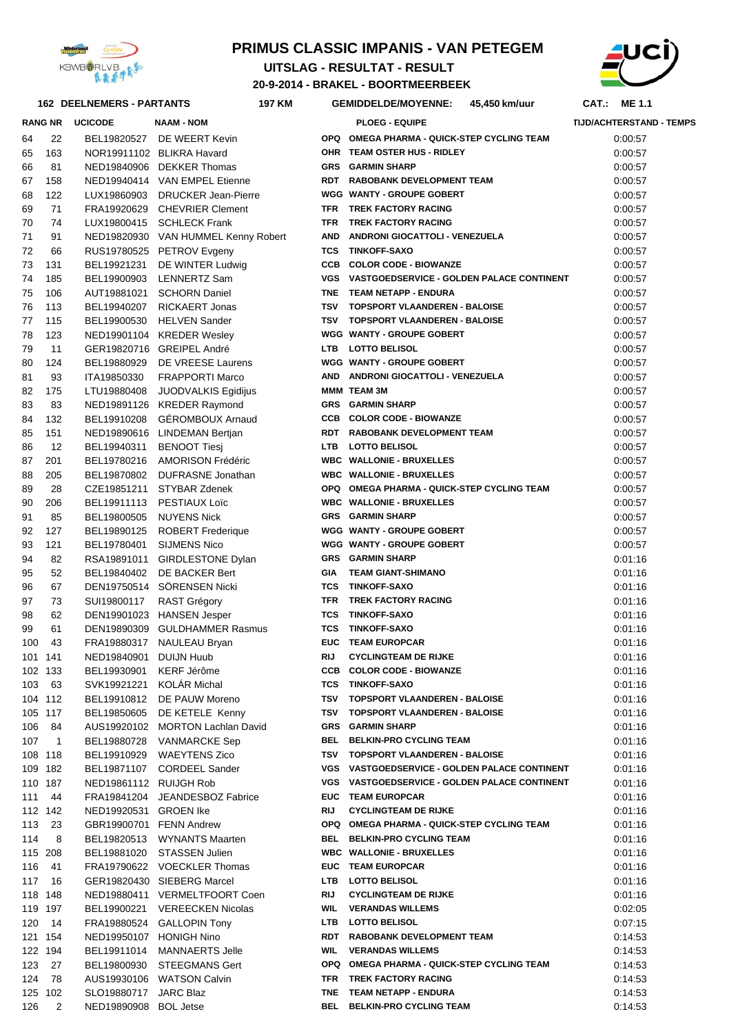# PRIMUS CLASSIC IMPANIS - VAN PETEGEM

## UITSLAG - RESULTAT - RESULT

### 20-9-2014 - BRAKEL - BOORTMEERBEEK

**162 DEELNEMERS - PARTANTS** | **197 KM** | **GEMIDDELDE/MOYENNE: 45,450 km/uur** | **CAT.: ME 1.1**

| RANG | NR | UCICODE | NAAM - NOM | | PLOEG - EQUIPE | TIJD/ACHTERSTAND - TEMPS |
|---|---|---|---|---|---|---|
| 64 | 22 | BEL19820527 | DE WEERT Kevin | OPQ | OMEGA PHARMA - QUICK-STEP CYCLING TEAM | 0:00:57 |
| 65 | 163 | NOR19911102 | BLIKRA Havard | OHR | TEAM OSTER HUS - RIDLEY | 0:00:57 |
| 66 | 81 | NED19840906 | DEKKER Thomas | GRS | GARMIN SHARP | 0:00:57 |
| 67 | 158 | NED19940414 | VAN EMPEL Etienne | RDT | RABOBANK DEVELOPMENT TEAM | 0:00:57 |
| 68 | 122 | LUX19860903 | DRUCKER Jean-Pierre | WGG | WANTY - GROUPE GOBERT | 0:00:57 |
| 69 | 71 | FRA19920629 | CHEVRIER Clement | TFR | TREK FACTORY RACING | 0:00:57 |
| 70 | 74 | LUX19800415 | SCHLECK Frank | TFR | TREK FACTORY RACING | 0:00:57 |
| 71 | 91 | NED19820930 | VAN HUMMEL Kenny Robert | AND | ANDRONI GIOCATTOLI - VENEZUELA | 0:00:57 |
| 72 | 66 | RUS19780525 | PETROV Evgeny | TCS | TINKOFF-SAXO | 0:00:57 |
| 73 | 131 | BEL19921231 | DE WINTER Ludwig | CCB | COLOR CODE - BIOWANZE | 0:00:57 |
| 74 | 185 | BEL19900903 | LENNERTZ Sam | VGS | VASTGOEDSERVICE - GOLDEN PALACE CONTINENT | 0:00:57 |
| 75 | 106 | AUT19881021 | SCHORN Daniel | TNE | TEAM NETAPP - ENDURA | 0:00:57 |
| 76 | 113 | BEL19940207 | RICKAERT Jonas | TSV | TOPSPORT VLAANDEREN - BALOISE | 0:00:57 |
| 77 | 115 | BEL19900530 | HELVEN Sander | TSV | TOPSPORT VLAANDEREN - BALOISE | 0:00:57 |
| 78 | 123 | NED19901104 | KREDER Wesley | WGG | WANTY - GROUPE GOBERT | 0:00:57 |
| 79 | 11 | GER19820716 | GREIPEL André | LTB | LOTTO BELISOL | 0:00:57 |
| 80 | 124 | BEL19880929 | DE VREESE Laurens | WGG | WANTY - GROUPE GOBERT | 0:00:57 |
| 81 | 93 | ITA19850330 | FRAPPORTI Marco | AND | ANDRONI GIOCATTOLI - VENEZUELA | 0:00:57 |
| 82 | 175 | LTU19880408 | JUODVALKIS Egidijus | MMM | TEAM 3M | 0:00:57 |
| 83 | 83 | NED19891126 | KREDER Raymond | GRS | GARMIN SHARP | 0:00:57 |
| 84 | 132 | BEL19910208 | GÉROMBOUX Arnaud | CCB | COLOR CODE - BIOWANZE | 0:00:57 |
| 85 | 151 | NED19890616 | LINDEMAN Bertjan | RDT | RABOBANK DEVELOPMENT TEAM | 0:00:57 |
| 86 | 12 | BEL19940311 | BENOOT Tiesj | LTB | LOTTO BELISOL | 0:00:57 |
| 87 | 201 | BEL19780216 | AMORISON Frédéric | WBC | WALLONIE - BRUXELLES | 0:00:57 |
| 88 | 205 | BEL19870802 | DUFRASNE Jonathan | WBC | WALLONIE - BRUXELLES | 0:00:57 |
| 89 | 28 | CZE19851211 | STYBAR Zdenek | OPQ | OMEGA PHARMA - QUICK-STEP CYCLING TEAM | 0:00:57 |
| 90 | 206 | BEL19911113 | PESTIAUX Loïc | WBC | WALLONIE - BRUXELLES | 0:00:57 |
| 91 | 85 | BEL19800505 | NUYENS Nick | GRS | GARMIN SHARP | 0:00:57 |
| 92 | 127 | BEL19890125 | ROBERT Frederique | WGG | WANTY - GROUPE GOBERT | 0:00:57 |
| 93 | 121 | BEL19780401 | SIJMENS Nico | WGG | WANTY - GROUPE GOBERT | 0:00:57 |
| 94 | 82 | RSA19891011 | GIRDLESTONE Dylan | GRS | GARMIN SHARP | 0:01:16 |
| 95 | 52 | BEL19840402 | DE BACKER Bert | GIA | TEAM GIANT-SHIMANO | 0:01:16 |
| 96 | 67 | DEN19750514 | SÖRENSEN Nicki | TCS | TINKOFF-SAXO | 0:01:16 |
| 97 | 73 | SUI19800117 | RAST Grégory | TFR | TREK FACTORY RACING | 0:01:16 |
| 98 | 62 | DEN19901023 | HANSEN Jesper | TCS | TINKOFF-SAXO | 0:01:16 |
| 99 | 61 | DEN19890309 | GULDHAMMER Rasmus | TCS | TINKOFF-SAXO | 0:01:16 |
| 100 | 43 | FRA19880317 | NAULEAU Bryan | EUC | TEAM EUROPCAR | 0:01:16 |
| 101 | 141 | NED19840901 | DUIJN Huub | RIJ | CYCLINGTEAM DE RIJKE | 0:01:16 |
| 102 | 133 | BEL19930901 | KERF Jérôme | CCB | COLOR CODE - BIOWANZE | 0:01:16 |
| 103 | 63 | SVK19921221 | KOLÁR Michal | TCS | TINKOFF-SAXO | 0:01:16 |
| 104 | 112 | BEL19910812 | DE PAUW Moreno | TSV | TOPSPORT VLAANDEREN - BALOISE | 0:01:16 |
| 105 | 117 | BEL19850605 | DE KETELE Kenny | TSV | TOPSPORT VLAANDEREN - BALOISE | 0:01:16 |
| 106 | 84 | AUS19920102 | MORTON Lachlan David | GRS | GARMIN SHARP | 0:01:16 |
| 107 | 1 | BEL19880728 | VANMARCKE Sep | BEL | BELKIN-PRO CYCLING TEAM | 0:01:16 |
| 108 | 118 | BEL19910929 | WAEYTENS Zico | TSV | TOPSPORT VLAANDEREN - BALOISE | 0:01:16 |
| 109 | 182 | BEL19871107 | CORDEEL Sander | VGS | VASTGOEDSERVICE - GOLDEN PALACE CONTINENT | 0:01:16 |
| 110 | 187 | NED19861112 | RUIJGH Rob | VGS | VASTGOEDSERVICE - GOLDEN PALACE CONTINENT | 0:01:16 |
| 111 | 44 | FRA19841204 | JEANDESBOZ Fabrice | EUC | TEAM EUROPCAR | 0:01:16 |
| 112 | 142 | NED19920531 | GROEN Ike | RIJ | CYCLINGTEAM DE RIJKE | 0:01:16 |
| 113 | 23 | GBR19900701 | FENN Andrew | OPQ | OMEGA PHARMA - QUICK-STEP CYCLING TEAM | 0:01:16 |
| 114 | 8 | BEL19820513 | WYNANTS Maarten | BEL | BELKIN-PRO CYCLING TEAM | 0:01:16 |
| 115 | 208 | BEL19881020 | STASSEN Julien | WBC | WALLONIE - BRUXELLES | 0:01:16 |
| 116 | 41 | FRA19790622 | VOECKLER Thomas | EUC | TEAM EUROPCAR | 0:01:16 |
| 117 | 16 | GER19820430 | SIEBERG Marcel | LTB | LOTTO BELISOL | 0:01:16 |
| 118 | 148 | NED19880411 | VERMELTFOORT Coen | RIJ | CYCLINGTEAM DE RIJKE | 0:01:16 |
| 119 | 197 | BEL19900221 | VEREECKEN Nicolas | WIL | VERANDAS WILLEMS | 0:02:05 |
| 120 | 14 | FRA19880524 | GALLOPIN Tony | LTB | LOTTO BELISOL | 0:07:15 |
| 121 | 154 | NED19950107 | HONIGH Nino | RDT | RABOBANK DEVELOPMENT TEAM | 0:14:53 |
| 122 | 194 | BEL19911014 | MANNAERTS Jelle | WIL | VERANDAS WILLEMS | 0:14:53 |
| 123 | 27 | BEL19800930 | STEEGMANS Gert | OPQ | OMEGA PHARMA - QUICK-STEP CYCLING TEAM | 0:14:53 |
| 124 | 78 | AUS19930106 | WATSON Calvin | TFR | TREK FACTORY RACING | 0:14:53 |
| 125 | 102 | SLO19880717 | JARC Blaz | TNE | TEAM NETAPP - ENDURA | 0:14:53 |
| 126 | 2 | NED19890908 | BOL Jetse | BEL | BELKIN-PRO CYCLING TEAM | 0:14:53 |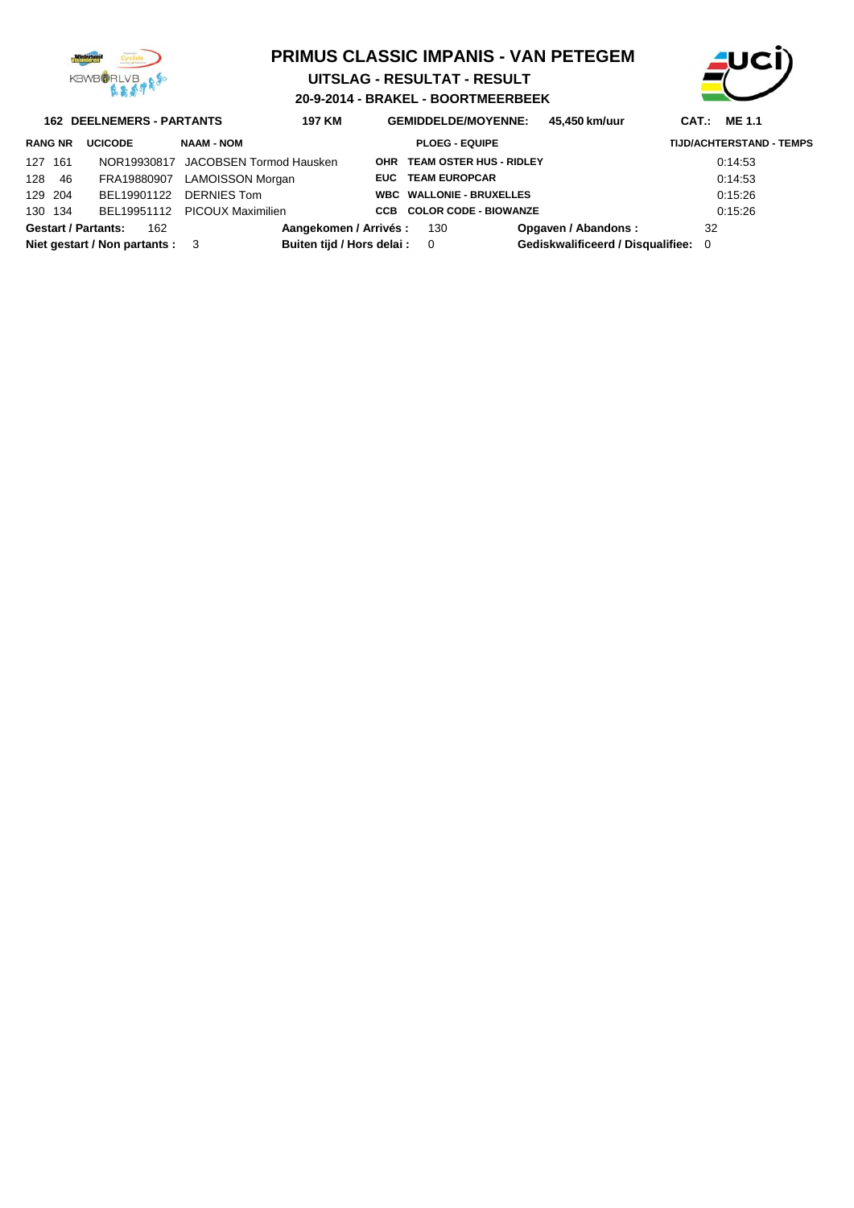# PRIMUS CLASSIC IMPANIS - VAN PETEGEM

## UITSLAG - RESULTAT - RESULT

**20-9-2014 - BRAKEL - BOORTMEERBEEK**

**162 DEELNEMERS - PARTANTS** | **197 KM** | **GEMIDDELDE/MOYENNE: 45,450 km/uur** | **CAT.: ME 1.1**

| RANG | NR | UCICODE | NAAM - NOM | | PLOEG - EQUIPE | TIJD/ACHTERSTAND - TEMPS |
|---|---|---|---|---|---|---|
| 127 | 161 | NOR19930817 | JACOBSEN Tormod Hausken | OHR | TEAM OSTER HUS - RIDLEY | 0:14:53 |
| 128 | 46 | FRA19880907 | LAMOISSON Morgan | EUC | TEAM EUROPCAR | 0:14:53 |
| 129 | 204 | BEL19901122 | DERNIES Tom | WBC | WALLONIE - BRUXELLES | 0:15:26 |
| 130 | 134 | BEL19951112 | PICOUX Maximilien | CCB | COLOR CODE - BIOWANZE | 0:15:26 |

**Gestart / Partants:** 162 **Aangekomen / Arrivés :** 130 **Opgaven / Abandons :** 32

**Niet gestart / Non partants :** 3 **Buiten tijd / Hors delai :** 0 **Gediskwalificeerd / Disqualifiee:** 0